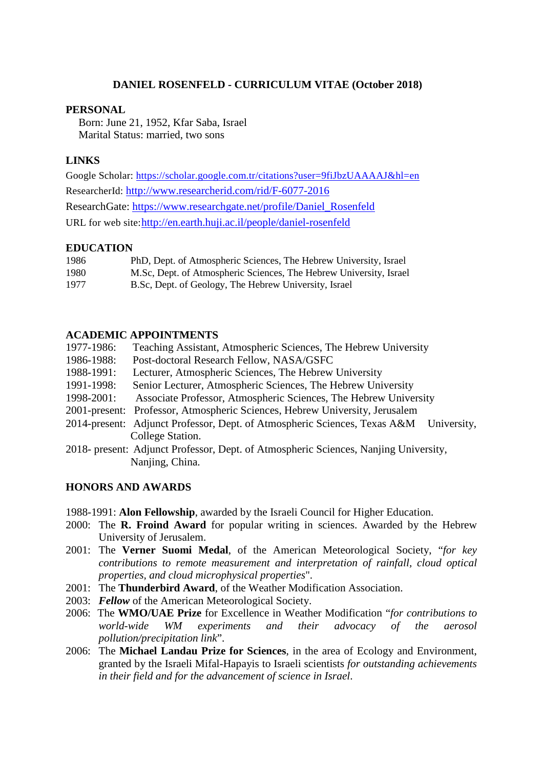# DANIEL ROSENFELD - CURRICULUM VITAE (October 2018)

## PERSONAL

Born: June 21, 1952, Kfar Saba, Israel
Marital Status: married, two sons

## LINKS

Google Scholar: https://scholar.google.com.tr/citations?user=9fiJbzUAAAAJ&hl=en
ResearcherId: http://www.researcherid.com/rid/F-6077-2016
ResearchGate: https://www.researchgate.net/profile/Daniel_Rosenfeld
URL for web site:http://en.earth.huji.ac.il/people/daniel-rosenfeld

## EDUCATION

1986 PhD, Dept. of Atmospheric Sciences, The Hebrew University, Israel
1980 M.Sc, Dept. of Atmospheric Sciences, The Hebrew University, Israel
1977 B.Sc, Dept. of Geology, The Hebrew University, Israel

## ACADEMIC APPOINTMENTS

1977-1986: Teaching Assistant, Atmospheric Sciences, The Hebrew University
1986-1988: Post-doctoral Research Fellow, NASA/GSFC
1988-1991: Lecturer, Atmospheric Sciences, The Hebrew University
1991-1998: Senior Lecturer, Atmospheric Sciences, The Hebrew University
1998-2001: Associate Professor, Atmospheric Sciences, The Hebrew University
2001-present: Professor, Atmospheric Sciences, Hebrew University, Jerusalem
2014-present: Adjunct Professor, Dept. of Atmospheric Sciences, Texas A&M University, College Station.
2018- present: Adjunct Professor, Dept. of Atmospheric Sciences, Nanjing University, Nanjing, China.

## HONORS AND AWARDS

1988-1991: **Alon Fellowship**, awarded by the Israeli Council for Higher Education.
2000: The **R. Froind Award** for popular writing in sciences. Awarded by the Hebrew University of Jerusalem.
2001: The **Verner Suomi Medal**, of the American Meteorological Society, "*for key contributions to remote measurement and interpretation of rainfall, cloud optical properties, and cloud microphysical properties*".
2001: The **Thunderbird Award**, of the Weather Modification Association.
2003: ***Fellow*** of the American Meteorological Society.
2006: The **WMO/UAE Prize** for Excellence in Weather Modification "*for contributions to world-wide WM experiments and their advocacy of the aerosol pollution/precipitation link*".
2006: The **Michael Landau Prize for Sciences**, in the area of Ecology and Environment, granted by the Israeli Mifal-Hapayis to Israeli scientists *for outstanding achievements in their field and for the advancement of science in Israel*.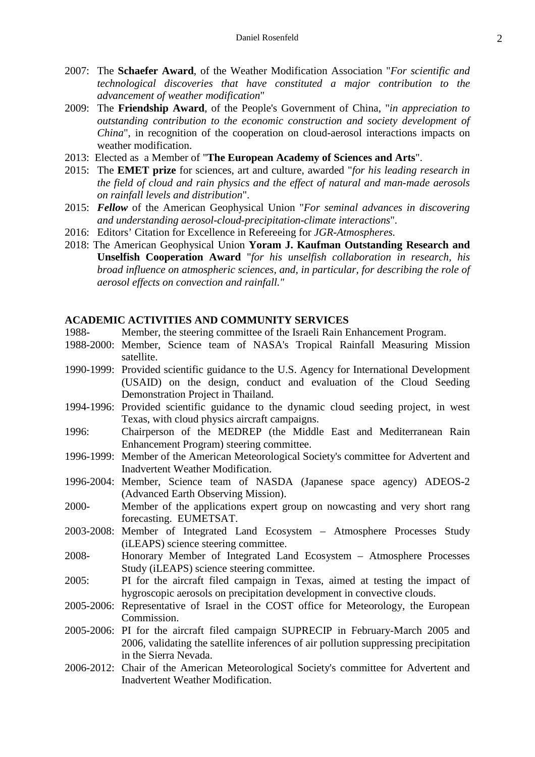2007: The **Schaefer Award**, of the Weather Modification Association "*For scientific and technological discoveries that have constituted a major contribution to the advancement of weather modification*"

2009: The **Friendship Award**, of the People's Government of China, "*in appreciation to outstanding contribution to the economic construction and society development of China*", in recognition of the cooperation on cloud-aerosol interactions impacts on weather modification.

2013: Elected as a Member of "**The European Academy of Sciences and Arts**".

2015: The **EMET prize** for sciences, art and culture, awarded "*for his leading research in the field of cloud and rain physics and the effect of natural and man-made aerosols on rainfall levels and distribution*".

2015: ***Fellow*** of the American Geophysical Union "*For seminal advances in discovering and understanding aerosol-cloud-precipitation-climate interactions*".

2016: Editors' Citation for Excellence in Refereeing for *JGR-Atmospheres.*

2018: The American Geophysical Union **Yoram J. Kaufman Outstanding Research and Unselfish Cooperation Award** "*for his unselfish collaboration in research, his broad influence on atmospheric sciences, and, in particular, for describing the role of aerosol effects on convection and rainfall."*

## ACADEMIC ACTIVITIES AND COMMUNITY SERVICES

1988- Member, the steering committee of the Israeli Rain Enhancement Program.

1988-2000: Member, Science team of NASA's Tropical Rainfall Measuring Mission satellite.

1990-1999: Provided scientific guidance to the U.S. Agency for International Development (USAID) on the design, conduct and evaluation of the Cloud Seeding Demonstration Project in Thailand.

1994-1996: Provided scientific guidance to the dynamic cloud seeding project, in west Texas, with cloud physics aircraft campaigns.

1996: Chairperson of the MEDREP (the Middle East and Mediterranean Rain Enhancement Program) steering committee.

1996-1999: Member of the American Meteorological Society's committee for Advertent and Inadvertent Weather Modification.

1996-2004: Member, Science team of NASDA (Japanese space agency) ADEOS-2 (Advanced Earth Observing Mission).

2000- Member of the applications expert group on nowcasting and very short rang forecasting. EUMETSAT.

2003-2008: Member of Integrated Land Ecosystem – Atmosphere Processes Study (iLEAPS) science steering committee.

2008- Honorary Member of Integrated Land Ecosystem – Atmosphere Processes Study (iLEAPS) science steering committee.

2005: PI for the aircraft filed campaign in Texas, aimed at testing the impact of hygroscopic aerosols on precipitation development in convective clouds.

2005-2006: Representative of Israel in the COST office for Meteorology, the European Commission.

2005-2006: PI for the aircraft filed campaign SUPRECIP in February-March 2005 and 2006, validating the satellite inferences of air pollution suppressing precipitation in the Sierra Nevada.

2006-2012: Chair of the American Meteorological Society's committee for Advertent and Inadvertent Weather Modification.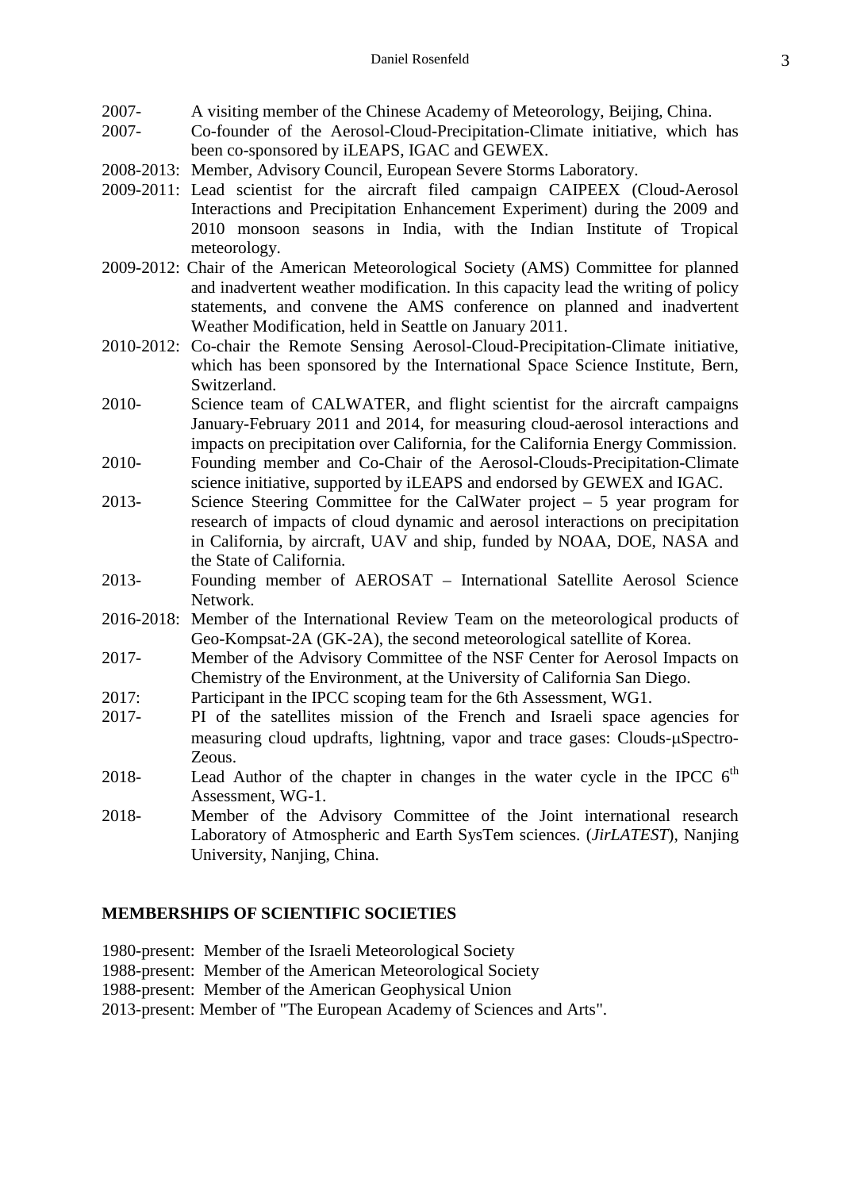2007- A visiting member of the Chinese Academy of Meteorology, Beijing, China.

2007- Co-founder of the Aerosol-Cloud-Precipitation-Climate initiative, which has been co-sponsored by iLEAPS, IGAC and GEWEX.

2008-2013: Member, Advisory Council, European Severe Storms Laboratory.

2009-2011: Lead scientist for the aircraft filed campaign CAIPEEX (Cloud-Aerosol Interactions and Precipitation Enhancement Experiment) during the 2009 and 2010 monsoon seasons in India, with the Indian Institute of Tropical meteorology.

2009-2012: Chair of the American Meteorological Society (AMS) Committee for planned and inadvertent weather modification. In this capacity lead the writing of policy statements, and convene the AMS conference on planned and inadvertent Weather Modification, held in Seattle on January 2011.

2010-2012: Co-chair the Remote Sensing Aerosol-Cloud-Precipitation-Climate initiative, which has been sponsored by the International Space Science Institute, Bern, Switzerland.

2010- Science team of CALWATER, and flight scientist for the aircraft campaigns January-February 2011 and 2014, for measuring cloud-aerosol interactions and impacts on precipitation over California, for the California Energy Commission.

2010- Founding member and Co-Chair of the Aerosol-Clouds-Precipitation-Climate science initiative, supported by iLEAPS and endorsed by GEWEX and IGAC.

2013- Science Steering Committee for the CalWater project – 5 year program for research of impacts of cloud dynamic and aerosol interactions on precipitation in California, by aircraft, UAV and ship, funded by NOAA, DOE, NASA and the State of California.

2013- Founding member of AEROSAT – International Satellite Aerosol Science Network.

2016-2018: Member of the International Review Team on the meteorological products of Geo-Kompsat-2A (GK-2A), the second meteorological satellite of Korea.

2017- Member of the Advisory Committee of the NSF Center for Aerosol Impacts on Chemistry of the Environment, at the University of California San Diego.

2017: Participant in the IPCC scoping team for the 6th Assessment, WG1.

2017- PI of the satellites mission of the French and Israeli space agencies for measuring cloud updrafts, lightning, vapor and trace gases: Clouds-μSpectro-Zeous.

2018- Lead Author of the chapter in changes in the water cycle in the IPCC 6th Assessment, WG-1.

2018- Member of the Advisory Committee of the Joint international research Laboratory of Atmospheric and Earth SysTem sciences. (*JirLATEST*), Nanjing University, Nanjing, China.

## MEMBERSHIPS OF SCIENTIFIC SOCIETIES

1980-present: Member of the Israeli Meteorological Society

1988-present: Member of the American Meteorological Society

1988-present: Member of the American Geophysical Union

2013-present: Member of "The European Academy of Sciences and Arts".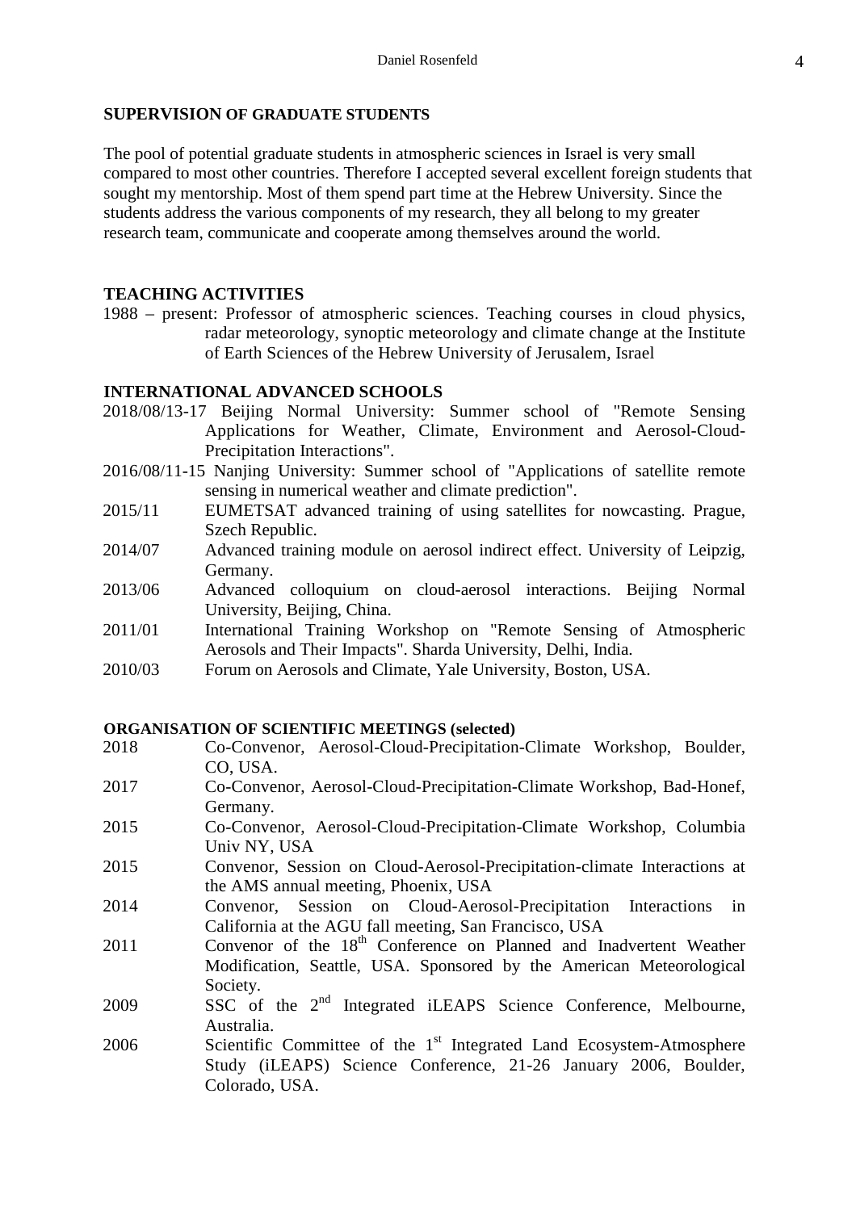## SUPERVISION OF GRADUATE STUDENTS

The pool of potential graduate students in atmospheric sciences in Israel is very small compared to most other countries. Therefore I accepted several excellent foreign students that sought my mentorship. Most of them spend part time at the Hebrew University. Since the students address the various components of my research, they all belong to my greater research team, communicate and cooperate among themselves around the world.

## TEACHING ACTIVITIES

1988 – present: Professor of atmospheric sciences. Teaching courses in cloud physics, radar meteorology, synoptic meteorology and climate change at the Institute of Earth Sciences of the Hebrew University of Jerusalem, Israel

## INTERNATIONAL ADVANCED SCHOOLS

2018/08/13-17 Beijing Normal University: Summer school of "Remote Sensing Applications for Weather, Climate, Environment and Aerosol-Cloud-Precipitation Interactions".

2016/08/11-15 Nanjing University: Summer school of "Applications of satellite remote sensing in numerical weather and climate prediction".

2015/11 EUMETSAT advanced training of using satellites for nowcasting. Prague, Szech Republic.

2014/07 Advanced training module on aerosol indirect effect. University of Leipzig, Germany.

2013/06 Advanced colloquium on cloud-aerosol interactions. Beijing Normal University, Beijing, China.

2011/01 International Training Workshop on "Remote Sensing of Atmospheric Aerosols and Their Impacts". Sharda University, Delhi, India.

2010/03 Forum on Aerosols and Climate, Yale University, Boston, USA.

## ORGANISATION OF SCIENTIFIC MEETINGS (selected)

2018 Co-Convenor, Aerosol-Cloud-Precipitation-Climate Workshop, Boulder, CO, USA.

2017 Co-Convenor, Aerosol-Cloud-Precipitation-Climate Workshop, Bad-Honef, Germany.

2015 Co-Convenor, Aerosol-Cloud-Precipitation-Climate Workshop, Columbia Univ NY, USA

2015 Convenor, Session on Cloud-Aerosol-Precipitation-climate Interactions at the AMS annual meeting, Phoenix, USA

2014 Convenor, Session on Cloud-Aerosol-Precipitation Interactions in California at the AGU fall meeting, San Francisco, USA

2011 Convenor of the 18th Conference on Planned and Inadvertent Weather Modification, Seattle, USA. Sponsored by the American Meteorological Society.

2009 SSC of the 2nd Integrated iLEAPS Science Conference, Melbourne, Australia.

2006 Scientific Committee of the 1st Integrated Land Ecosystem-Atmosphere Study (iLEAPS) Science Conference, 21-26 January 2006, Boulder, Colorado, USA.